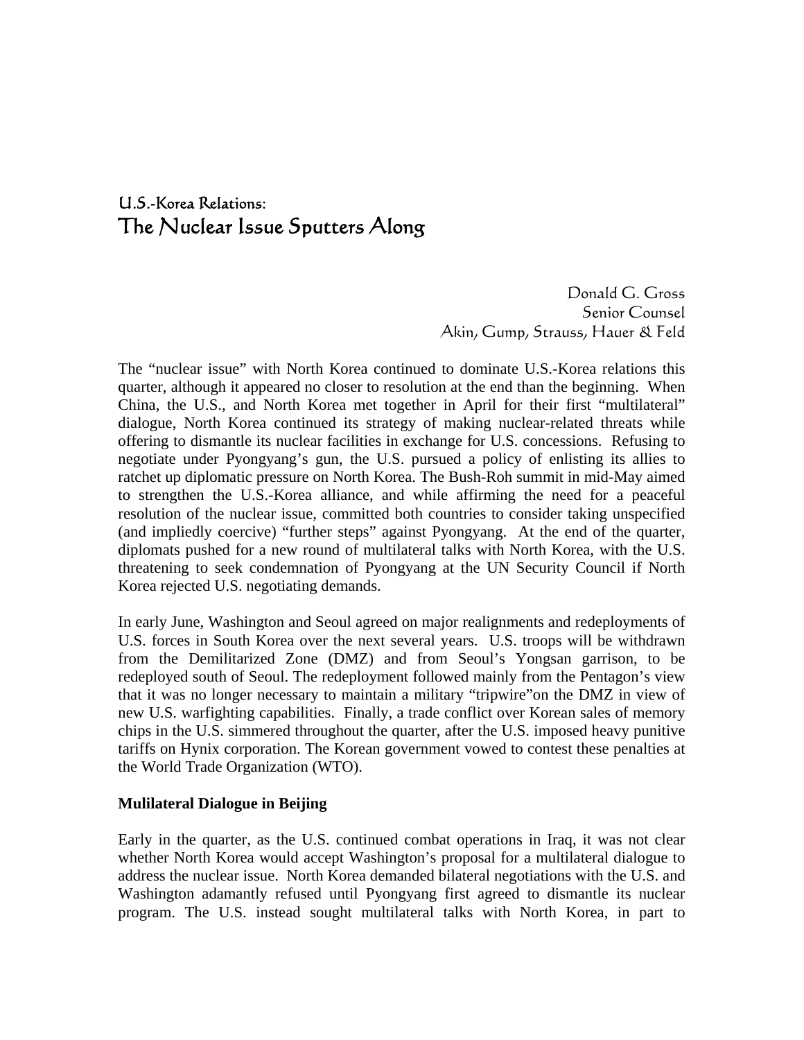# U.S.-Korea Relations:
# The Nuclear Issue Sputters Along

Donald G. Gross
Senior Counsel
Akin, Gump, Strauss, Hauer & Feld

The "nuclear issue" with North Korea continued to dominate U.S.-Korea relations this quarter, although it appeared no closer to resolution at the end than the beginning. When China, the U.S., and North Korea met together in April for their first "multilateral" dialogue, North Korea continued its strategy of making nuclear-related threats while offering to dismantle its nuclear facilities in exchange for U.S. concessions. Refusing to negotiate under Pyongyang's gun, the U.S. pursued a policy of enlisting its allies to ratchet up diplomatic pressure on North Korea. The Bush-Roh summit in mid-May aimed to strengthen the U.S.-Korea alliance, and while affirming the need for a peaceful resolution of the nuclear issue, committed both countries to consider taking unspecified (and impliedly coercive) "further steps" against Pyongyang. At the end of the quarter, diplomats pushed for a new round of multilateral talks with North Korea, with the U.S. threatening to seek condemnation of Pyongyang at the UN Security Council if North Korea rejected U.S. negotiating demands.

In early June, Washington and Seoul agreed on major realignments and redeployments of U.S. forces in South Korea over the next several years. U.S. troops will be withdrawn from the Demilitarized Zone (DMZ) and from Seoul's Yongsan garrison, to be redeployed south of Seoul. The redeployment followed mainly from the Pentagon's view that it was no longer necessary to maintain a military "tripwire"on the DMZ in view of new U.S. warfighting capabilities. Finally, a trade conflict over Korean sales of memory chips in the U.S. simmered throughout the quarter, after the U.S. imposed heavy punitive tariffs on Hynix corporation. The Korean government vowed to contest these penalties at the World Trade Organization (WTO).

**Mulilateral Dialogue in Beijing**

Early in the quarter, as the U.S. continued combat operations in Iraq, it was not clear whether North Korea would accept Washington's proposal for a multilateral dialogue to address the nuclear issue. North Korea demanded bilateral negotiations with the U.S. and Washington adamantly refused until Pyongyang first agreed to dismantle its nuclear program. The U.S. instead sought multilateral talks with North Korea, in part to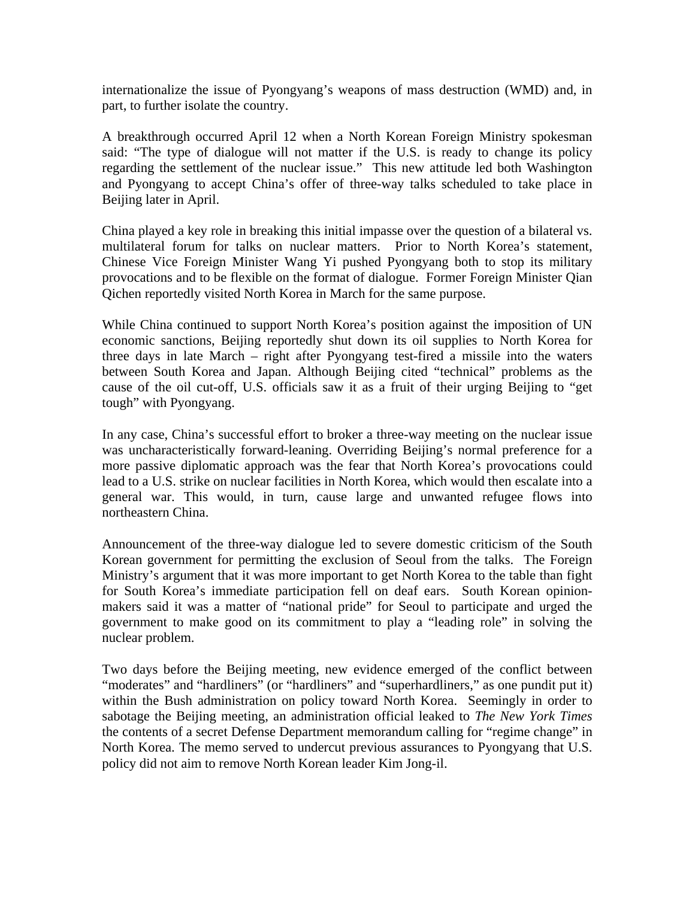internationalize the issue of Pyongyang's weapons of mass destruction (WMD) and, in part, to further isolate the country.

A breakthrough occurred April 12 when a North Korean Foreign Ministry spokesman said: "The type of dialogue will not matter if the U.S. is ready to change its policy regarding the settlement of the nuclear issue." This new attitude led both Washington and Pyongyang to accept China's offer of three-way talks scheduled to take place in Beijing later in April.

China played a key role in breaking this initial impasse over the question of a bilateral vs. multilateral forum for talks on nuclear matters. Prior to North Korea's statement, Chinese Vice Foreign Minister Wang Yi pushed Pyongyang both to stop its military provocations and to be flexible on the format of dialogue. Former Foreign Minister Qian Qichen reportedly visited North Korea in March for the same purpose.

While China continued to support North Korea's position against the imposition of UN economic sanctions, Beijing reportedly shut down its oil supplies to North Korea for three days in late March – right after Pyongyang test-fired a missile into the waters between South Korea and Japan. Although Beijing cited "technical" problems as the cause of the oil cut-off, U.S. officials saw it as a fruit of their urging Beijing to "get tough" with Pyongyang.

In any case, China's successful effort to broker a three-way meeting on the nuclear issue was uncharacteristically forward-leaning. Overriding Beijing's normal preference for a more passive diplomatic approach was the fear that North Korea's provocations could lead to a U.S. strike on nuclear facilities in North Korea, which would then escalate into a general war. This would, in turn, cause large and unwanted refugee flows into northeastern China.

Announcement of the three-way dialogue led to severe domestic criticism of the South Korean government for permitting the exclusion of Seoul from the talks. The Foreign Ministry's argument that it was more important to get North Korea to the table than fight for South Korea's immediate participation fell on deaf ears. South Korean opinion-makers said it was a matter of "national pride" for Seoul to participate and urged the government to make good on its commitment to play a "leading role" in solving the nuclear problem.

Two days before the Beijing meeting, new evidence emerged of the conflict between "moderates" and "hardliners" (or "hardliners" and "superhardliners," as one pundit put it) within the Bush administration on policy toward North Korea. Seemingly in order to sabotage the Beijing meeting, an administration official leaked to *The New York Times* the contents of a secret Defense Department memorandum calling for "regime change" in North Korea. The memo served to undercut previous assurances to Pyongyang that U.S. policy did not aim to remove North Korean leader Kim Jong-il.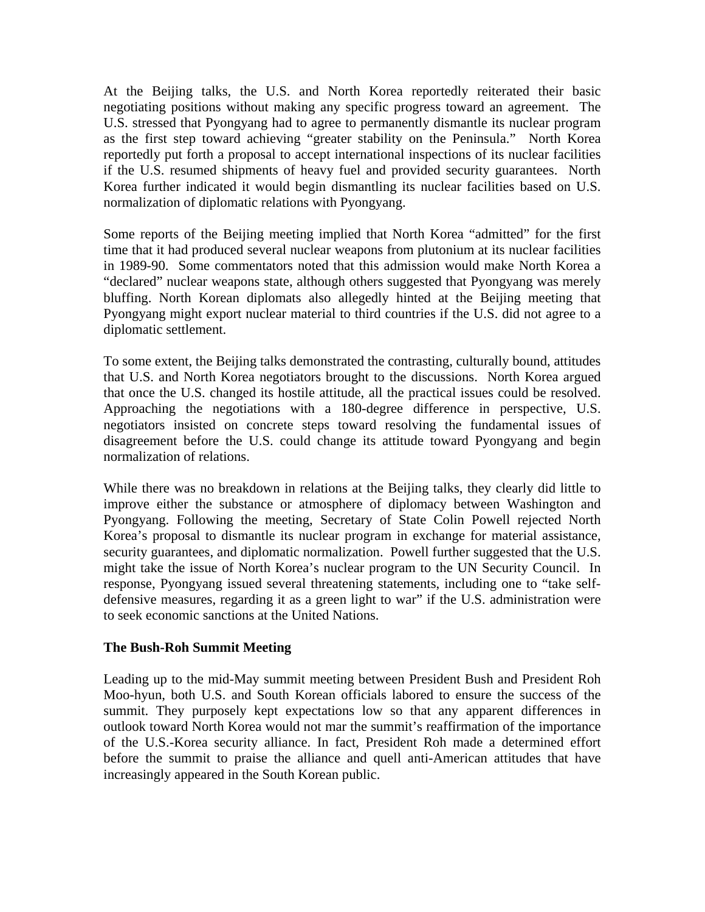At the Beijing talks, the U.S. and North Korea reportedly reiterated their basic negotiating positions without making any specific progress toward an agreement. The U.S. stressed that Pyongyang had to agree to permanently dismantle its nuclear program as the first step toward achieving "greater stability on the Peninsula." North Korea reportedly put forth a proposal to accept international inspections of its nuclear facilities if the U.S. resumed shipments of heavy fuel and provided security guarantees. North Korea further indicated it would begin dismantling its nuclear facilities based on U.S. normalization of diplomatic relations with Pyongyang.

Some reports of the Beijing meeting implied that North Korea "admitted" for the first time that it had produced several nuclear weapons from plutonium at its nuclear facilities in 1989-90. Some commentators noted that this admission would make North Korea a "declared" nuclear weapons state, although others suggested that Pyongyang was merely bluffing. North Korean diplomats also allegedly hinted at the Beijing meeting that Pyongyang might export nuclear material to third countries if the U.S. did not agree to a diplomatic settlement.

To some extent, the Beijing talks demonstrated the contrasting, culturally bound, attitudes that U.S. and North Korea negotiators brought to the discussions. North Korea argued that once the U.S. changed its hostile attitude, all the practical issues could be resolved. Approaching the negotiations with a 180-degree difference in perspective, U.S. negotiators insisted on concrete steps toward resolving the fundamental issues of disagreement before the U.S. could change its attitude toward Pyongyang and begin normalization of relations.

While there was no breakdown in relations at the Beijing talks, they clearly did little to improve either the substance or atmosphere of diplomacy between Washington and Pyongyang. Following the meeting, Secretary of State Colin Powell rejected North Korea's proposal to dismantle its nuclear program in exchange for material assistance, security guarantees, and diplomatic normalization. Powell further suggested that the U.S. might take the issue of North Korea's nuclear program to the UN Security Council. In response, Pyongyang issued several threatening statements, including one to "take self-defensive measures, regarding it as a green light to war" if the U.S. administration were to seek economic sanctions at the United Nations.

**The Bush-Roh Summit Meeting**

Leading up to the mid-May summit meeting between President Bush and President Roh Moo-hyun, both U.S. and South Korean officials labored to ensure the success of the summit. They purposely kept expectations low so that any apparent differences in outlook toward North Korea would not mar the summit's reaffirmation of the importance of the U.S.-Korea security alliance. In fact, President Roh made a determined effort before the summit to praise the alliance and quell anti-American attitudes that have increasingly appeared in the South Korean public.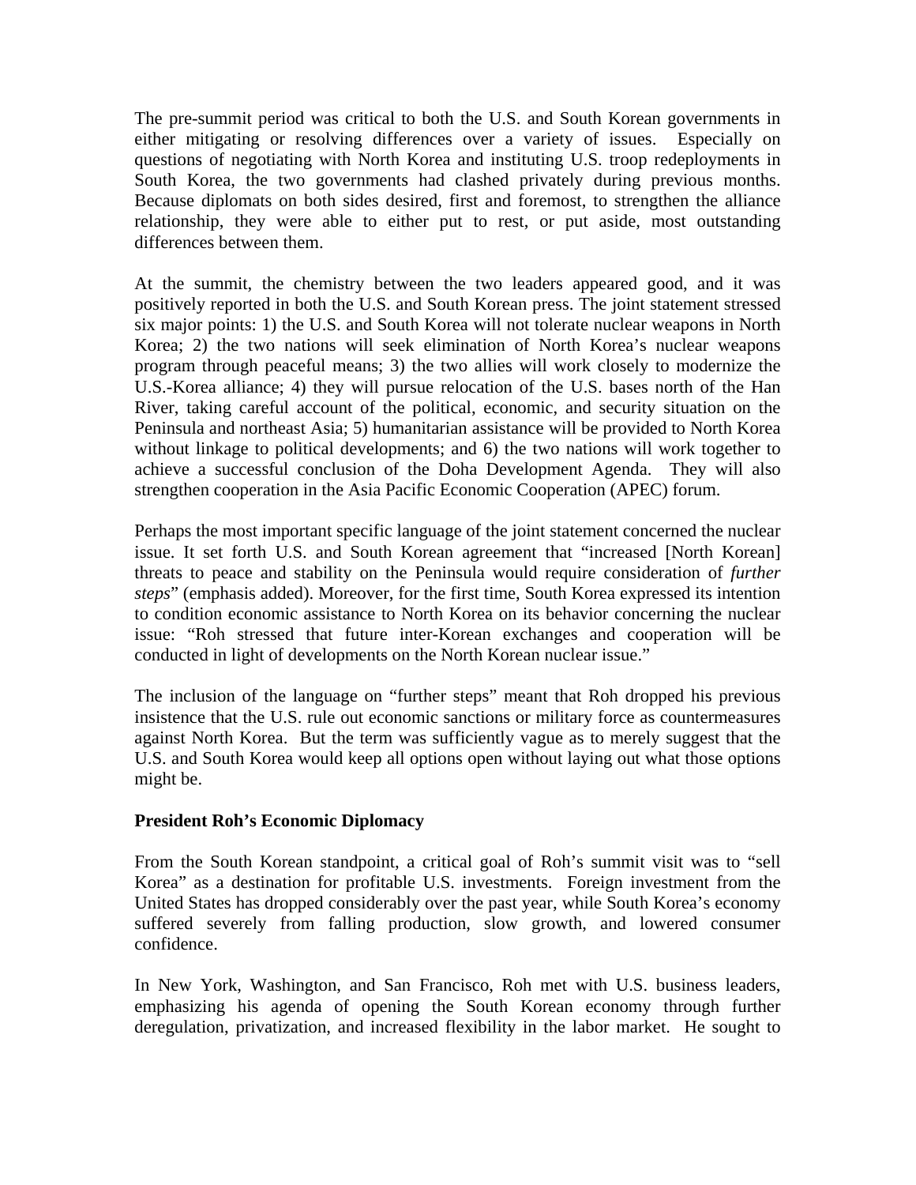The pre-summit period was critical to both the U.S. and South Korean governments in either mitigating or resolving differences over a variety of issues. Especially on questions of negotiating with North Korea and instituting U.S. troop redeployments in South Korea, the two governments had clashed privately during previous months. Because diplomats on both sides desired, first and foremost, to strengthen the alliance relationship, they were able to either put to rest, or put aside, most outstanding differences between them.

At the summit, the chemistry between the two leaders appeared good, and it was positively reported in both the U.S. and South Korean press. The joint statement stressed six major points: 1) the U.S. and South Korea will not tolerate nuclear weapons in North Korea; 2) the two nations will seek elimination of North Korea's nuclear weapons program through peaceful means; 3) the two allies will work closely to modernize the U.S.-Korea alliance; 4) they will pursue relocation of the U.S. bases north of the Han River, taking careful account of the political, economic, and security situation on the Peninsula and northeast Asia; 5) humanitarian assistance will be provided to North Korea without linkage to political developments; and 6) the two nations will work together to achieve a successful conclusion of the Doha Development Agenda. They will also strengthen cooperation in the Asia Pacific Economic Cooperation (APEC) forum.

Perhaps the most important specific language of the joint statement concerned the nuclear issue. It set forth U.S. and South Korean agreement that "increased [North Korean] threats to peace and stability on the Peninsula would require consideration of *further steps*" (emphasis added). Moreover, for the first time, South Korea expressed its intention to condition economic assistance to North Korea on its behavior concerning the nuclear issue: "Roh stressed that future inter-Korean exchanges and cooperation will be conducted in light of developments on the North Korean nuclear issue."

The inclusion of the language on "further steps" meant that Roh dropped his previous insistence that the U.S. rule out economic sanctions or military force as countermeasures against North Korea. But the term was sufficiently vague as to merely suggest that the U.S. and South Korea would keep all options open without laying out what those options might be.

**President Roh's Economic Diplomacy**

From the South Korean standpoint, a critical goal of Roh's summit visit was to "sell Korea" as a destination for profitable U.S. investments. Foreign investment from the United States has dropped considerably over the past year, while South Korea's economy suffered severely from falling production, slow growth, and lowered consumer confidence.

In New York, Washington, and San Francisco, Roh met with U.S. business leaders, emphasizing his agenda of opening the South Korean economy through further deregulation, privatization, and increased flexibility in the labor market. He sought to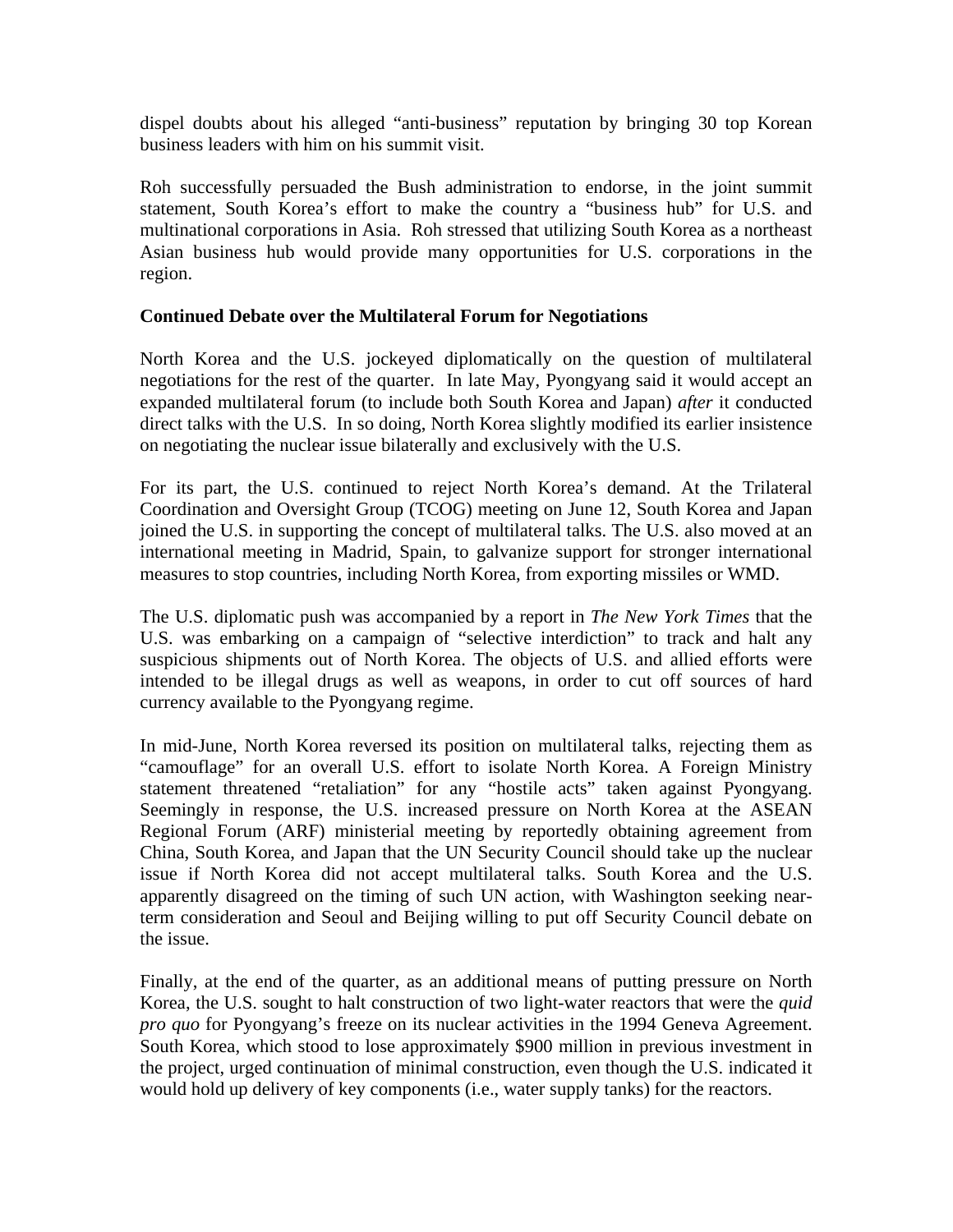dispel doubts about his alleged "anti-business" reputation by bringing 30 top Korean business leaders with him on his summit visit.

Roh successfully persuaded the Bush administration to endorse, in the joint summit statement, South Korea's effort to make the country a "business hub" for U.S. and multinational corporations in Asia. Roh stressed that utilizing South Korea as a northeast Asian business hub would provide many opportunities for U.S. corporations in the region.

**Continued Debate over the Multilateral Forum for Negotiations**

North Korea and the U.S. jockeyed diplomatically on the question of multilateral negotiations for the rest of the quarter. In late May, Pyongyang said it would accept an expanded multilateral forum (to include both South Korea and Japan) *after* it conducted direct talks with the U.S. In so doing, North Korea slightly modified its earlier insistence on negotiating the nuclear issue bilaterally and exclusively with the U.S.

For its part, the U.S. continued to reject North Korea's demand. At the Trilateral Coordination and Oversight Group (TCOG) meeting on June 12, South Korea and Japan joined the U.S. in supporting the concept of multilateral talks. The U.S. also moved at an international meeting in Madrid, Spain, to galvanize support for stronger international measures to stop countries, including North Korea, from exporting missiles or WMD.

The U.S. diplomatic push was accompanied by a report in *The New York Times* that the U.S. was embarking on a campaign of "selective interdiction" to track and halt any suspicious shipments out of North Korea. The objects of U.S. and allied efforts were intended to be illegal drugs as well as weapons, in order to cut off sources of hard currency available to the Pyongyang regime.

In mid-June, North Korea reversed its position on multilateral talks, rejecting them as "camouflage" for an overall U.S. effort to isolate North Korea. A Foreign Ministry statement threatened "retaliation" for any "hostile acts" taken against Pyongyang. Seemingly in response, the U.S. increased pressure on North Korea at the ASEAN Regional Forum (ARF) ministerial meeting by reportedly obtaining agreement from China, South Korea, and Japan that the UN Security Council should take up the nuclear issue if North Korea did not accept multilateral talks. South Korea and the U.S. apparently disagreed on the timing of such UN action, with Washington seeking near-term consideration and Seoul and Beijing willing to put off Security Council debate on the issue.

Finally, at the end of the quarter, as an additional means of putting pressure on North Korea, the U.S. sought to halt construction of two light-water reactors that were the *quid pro quo* for Pyongyang's freeze on its nuclear activities in the 1994 Geneva Agreement. South Korea, which stood to lose approximately $900 million in previous investment in the project, urged continuation of minimal construction, even though the U.S. indicated it would hold up delivery of key components (i.e., water supply tanks) for the reactors.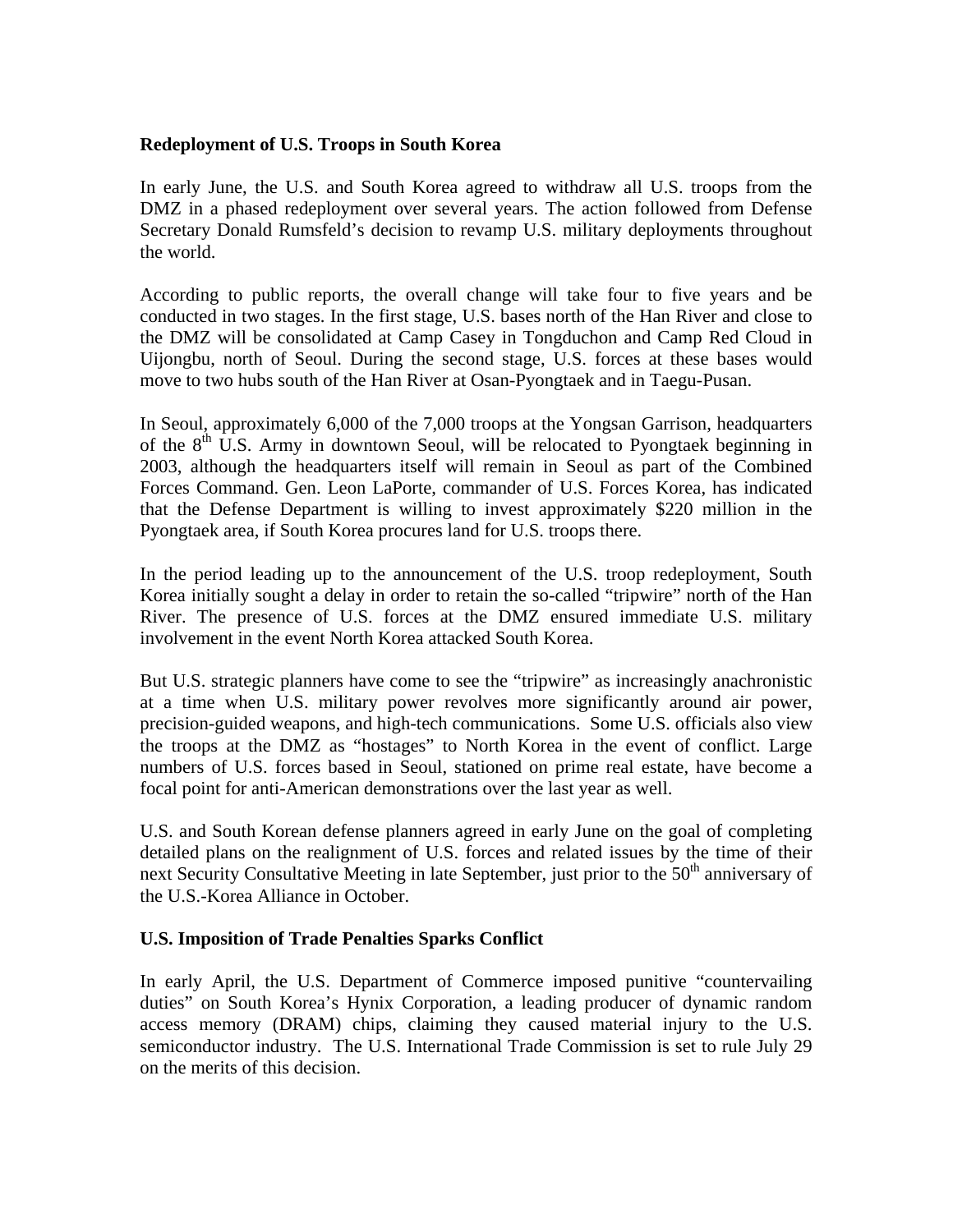**Redeployment of U.S. Troops in South Korea**

In early June, the U.S. and South Korea agreed to withdraw all U.S. troops from the DMZ in a phased redeployment over several years. The action followed from Defense Secretary Donald Rumsfeld's decision to revamp U.S. military deployments throughout the world.

According to public reports, the overall change will take four to five years and be conducted in two stages. In the first stage, U.S. bases north of the Han River and close to the DMZ will be consolidated at Camp Casey in Tongduchon and Camp Red Cloud in Uijongbu, north of Seoul. During the second stage, U.S. forces at these bases would move to two hubs south of the Han River at Osan-Pyongtaek and in Taegu-Pusan.

In Seoul, approximately 6,000 of the 7,000 troops at the Yongsan Garrison, headquarters of the 8th U.S. Army in downtown Seoul, will be relocated to Pyongtaek beginning in 2003, although the headquarters itself will remain in Seoul as part of the Combined Forces Command. Gen. Leon LaPorte, commander of U.S. Forces Korea, has indicated that the Defense Department is willing to invest approximately $220 million in the Pyongtaek area, if South Korea procures land for U.S. troops there.

In the period leading up to the announcement of the U.S. troop redeployment, South Korea initially sought a delay in order to retain the so-called "tripwire" north of the Han River. The presence of U.S. forces at the DMZ ensured immediate U.S. military involvement in the event North Korea attacked South Korea.

But U.S. strategic planners have come to see the "tripwire" as increasingly anachronistic at a time when U.S. military power revolves more significantly around air power, precision-guided weapons, and high-tech communications. Some U.S. officials also view the troops at the DMZ as "hostages" to North Korea in the event of conflict. Large numbers of U.S. forces based in Seoul, stationed on prime real estate, have become a focal point for anti-American demonstrations over the last year as well.

U.S. and South Korean defense planners agreed in early June on the goal of completing detailed plans on the realignment of U.S. forces and related issues by the time of their next Security Consultative Meeting in late September, just prior to the 50th anniversary of the U.S.-Korea Alliance in October.

**U.S. Imposition of Trade Penalties Sparks Conflict**

In early April, the U.S. Department of Commerce imposed punitive "countervailing duties" on South Korea's Hynix Corporation, a leading producer of dynamic random access memory (DRAM) chips, claiming they caused material injury to the U.S. semiconductor industry. The U.S. International Trade Commission is set to rule July 29 on the merits of this decision.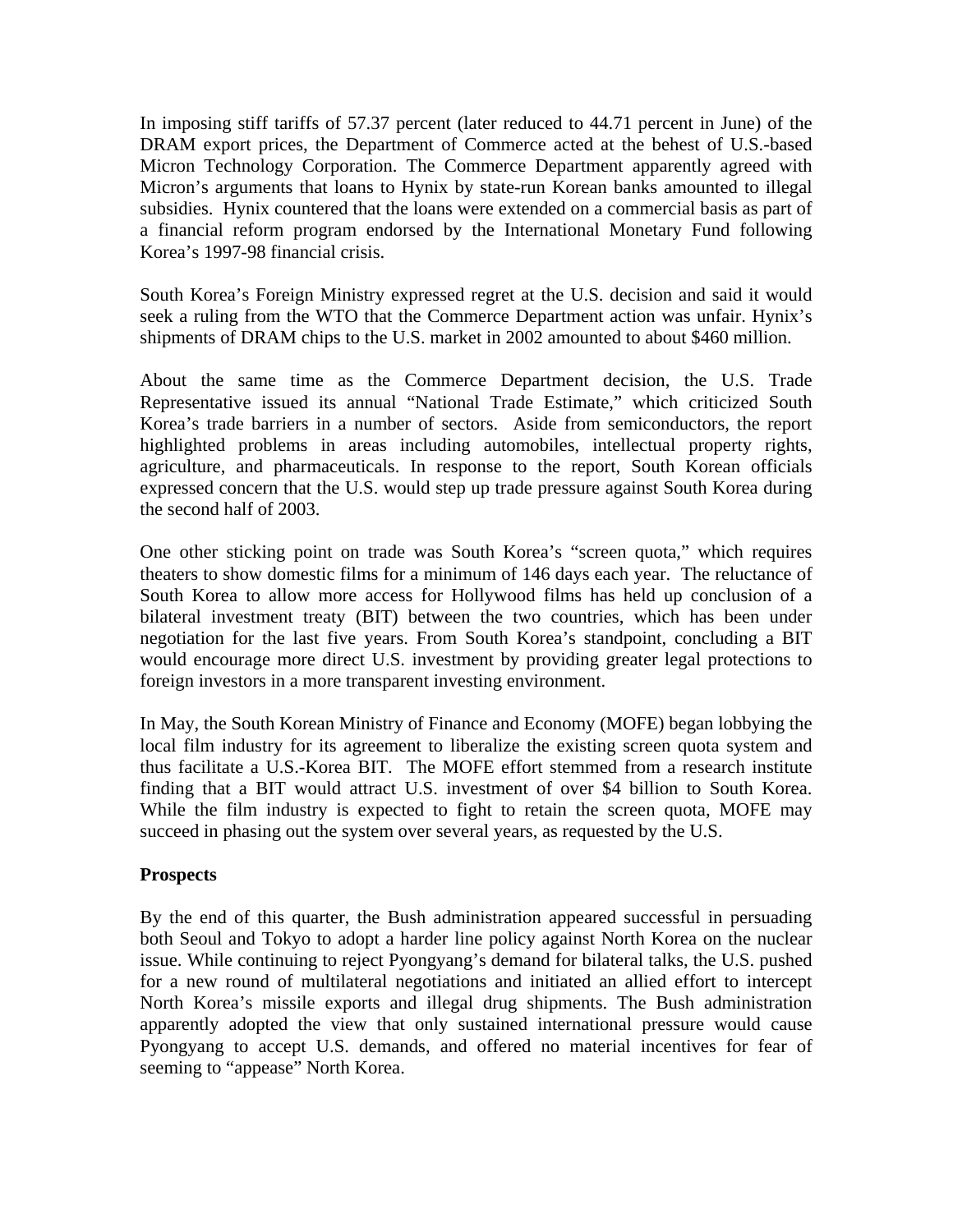In imposing stiff tariffs of 57.37 percent (later reduced to 44.71 percent in June) of the DRAM export prices, the Department of Commerce acted at the behest of U.S.-based Micron Technology Corporation. The Commerce Department apparently agreed with Micron's arguments that loans to Hynix by state-run Korean banks amounted to illegal subsidies. Hynix countered that the loans were extended on a commercial basis as part of a financial reform program endorsed by the International Monetary Fund following Korea's 1997-98 financial crisis.

South Korea's Foreign Ministry expressed regret at the U.S. decision and said it would seek a ruling from the WTO that the Commerce Department action was unfair. Hynix's shipments of DRAM chips to the U.S. market in 2002 amounted to about $460 million.

About the same time as the Commerce Department decision, the U.S. Trade Representative issued its annual "National Trade Estimate," which criticized South Korea's trade barriers in a number of sectors. Aside from semiconductors, the report highlighted problems in areas including automobiles, intellectual property rights, agriculture, and pharmaceuticals. In response to the report, South Korean officials expressed concern that the U.S. would step up trade pressure against South Korea during the second half of 2003.

One other sticking point on trade was South Korea's "screen quota," which requires theaters to show domestic films for a minimum of 146 days each year. The reluctance of South Korea to allow more access for Hollywood films has held up conclusion of a bilateral investment treaty (BIT) between the two countries, which has been under negotiation for the last five years. From South Korea's standpoint, concluding a BIT would encourage more direct U.S. investment by providing greater legal protections to foreign investors in a more transparent investing environment.

In May, the South Korean Ministry of Finance and Economy (MOFE) began lobbying the local film industry for its agreement to liberalize the existing screen quota system and thus facilitate a U.S.-Korea BIT. The MOFE effort stemmed from a research institute finding that a BIT would attract U.S. investment of over $4 billion to South Korea. While the film industry is expected to fight to retain the screen quota, MOFE may succeed in phasing out the system over several years, as requested by the U.S.

**Prospects**

By the end of this quarter, the Bush administration appeared successful in persuading both Seoul and Tokyo to adopt a harder line policy against North Korea on the nuclear issue. While continuing to reject Pyongyang's demand for bilateral talks, the U.S. pushed for a new round of multilateral negotiations and initiated an allied effort to intercept North Korea's missile exports and illegal drug shipments. The Bush administration apparently adopted the view that only sustained international pressure would cause Pyongyang to accept U.S. demands, and offered no material incentives for fear of seeming to "appease" North Korea.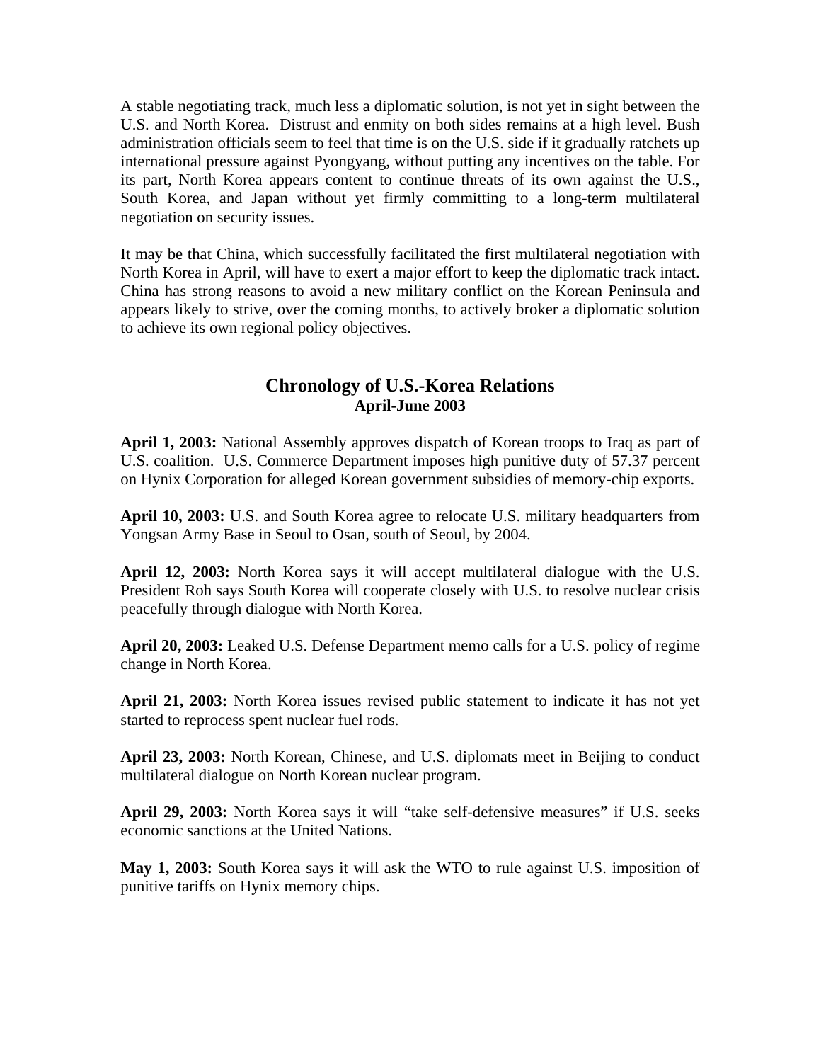A stable negotiating track, much less a diplomatic solution, is not yet in sight between the U.S. and North Korea. Distrust and enmity on both sides remains at a high level. Bush administration officials seem to feel that time is on the U.S. side if it gradually ratchets up international pressure against Pyongyang, without putting any incentives on the table. For its part, North Korea appears content to continue threats of its own against the U.S., South Korea, and Japan without yet firmly committing to a long-term multilateral negotiation on security issues.

It may be that China, which successfully facilitated the first multilateral negotiation with North Korea in April, will have to exert a major effort to keep the diplomatic track intact. China has strong reasons to avoid a new military conflict on the Korean Peninsula and appears likely to strive, over the coming months, to actively broker a diplomatic solution to achieve its own regional policy objectives.

## Chronology of U.S.-Korea Relations
### April-June 2003

**April 1, 2003:** National Assembly approves dispatch of Korean troops to Iraq as part of U.S. coalition. U.S. Commerce Department imposes high punitive duty of 57.37 percent on Hynix Corporation for alleged Korean government subsidies of memory-chip exports.

**April 10, 2003:** U.S. and South Korea agree to relocate U.S. military headquarters from Yongsan Army Base in Seoul to Osan, south of Seoul, by 2004.

**April 12, 2003:** North Korea says it will accept multilateral dialogue with the U.S. President Roh says South Korea will cooperate closely with U.S. to resolve nuclear crisis peacefully through dialogue with North Korea.

**April 20, 2003:** Leaked U.S. Defense Department memo calls for a U.S. policy of regime change in North Korea.

**April 21, 2003:** North Korea issues revised public statement to indicate it has not yet started to reprocess spent nuclear fuel rods.

**April 23, 2003:** North Korean, Chinese, and U.S. diplomats meet in Beijing to conduct multilateral dialogue on North Korean nuclear program.

**April 29, 2003:** North Korea says it will "take self-defensive measures" if U.S. seeks economic sanctions at the United Nations.

**May 1, 2003:** South Korea says it will ask the WTO to rule against U.S. imposition of punitive tariffs on Hynix memory chips.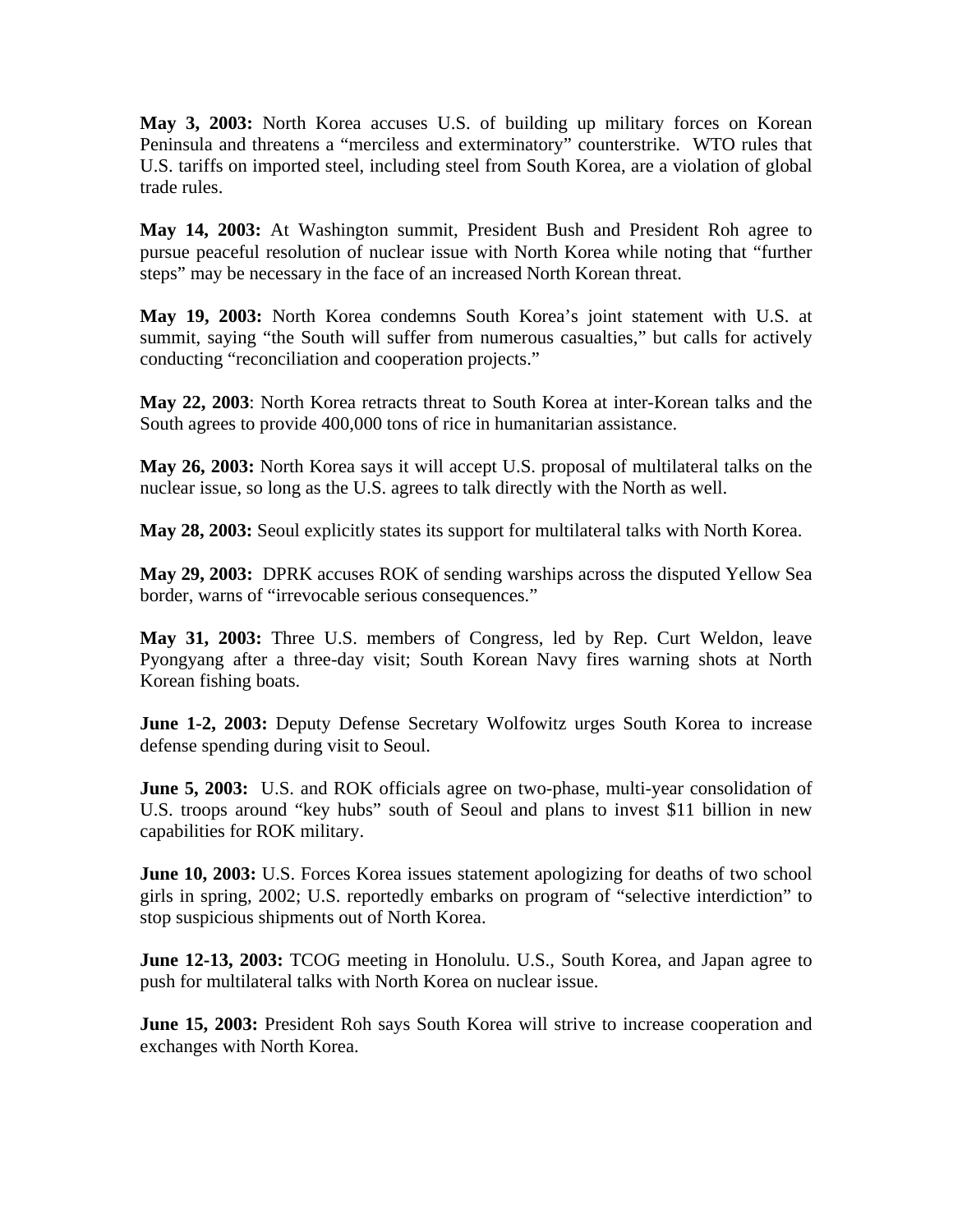**May 3, 2003:** North Korea accuses U.S. of building up military forces on Korean Peninsula and threatens a "merciless and exterminatory" counterstrike. WTO rules that U.S. tariffs on imported steel, including steel from South Korea, are a violation of global trade rules.

**May 14, 2003:** At Washington summit, President Bush and President Roh agree to pursue peaceful resolution of nuclear issue with North Korea while noting that "further steps" may be necessary in the face of an increased North Korean threat.

**May 19, 2003:** North Korea condemns South Korea's joint statement with U.S. at summit, saying "the South will suffer from numerous casualties," but calls for actively conducting "reconciliation and cooperation projects."

**May 22, 2003**: North Korea retracts threat to South Korea at inter-Korean talks and the South agrees to provide 400,000 tons of rice in humanitarian assistance.

**May 26, 2003:** North Korea says it will accept U.S. proposal of multilateral talks on the nuclear issue, so long as the U.S. agrees to talk directly with the North as well.

**May 28, 2003:** Seoul explicitly states its support for multilateral talks with North Korea.

**May 29, 2003:** DPRK accuses ROK of sending warships across the disputed Yellow Sea border, warns of "irrevocable serious consequences."

**May 31, 2003:** Three U.S. members of Congress, led by Rep. Curt Weldon, leave Pyongyang after a three-day visit; South Korean Navy fires warning shots at North Korean fishing boats.

**June 1-2, 2003:** Deputy Defense Secretary Wolfowitz urges South Korea to increase defense spending during visit to Seoul.

**June 5, 2003:** U.S. and ROK officials agree on two-phase, multi-year consolidation of U.S. troops around "key hubs" south of Seoul and plans to invest $11 billion in new capabilities for ROK military.

**June 10, 2003:** U.S. Forces Korea issues statement apologizing for deaths of two school girls in spring, 2002; U.S. reportedly embarks on program of "selective interdiction" to stop suspicious shipments out of North Korea.

**June 12-13, 2003:** TCOG meeting in Honolulu. U.S., South Korea, and Japan agree to push for multilateral talks with North Korea on nuclear issue.

**June 15, 2003:** President Roh says South Korea will strive to increase cooperation and exchanges with North Korea.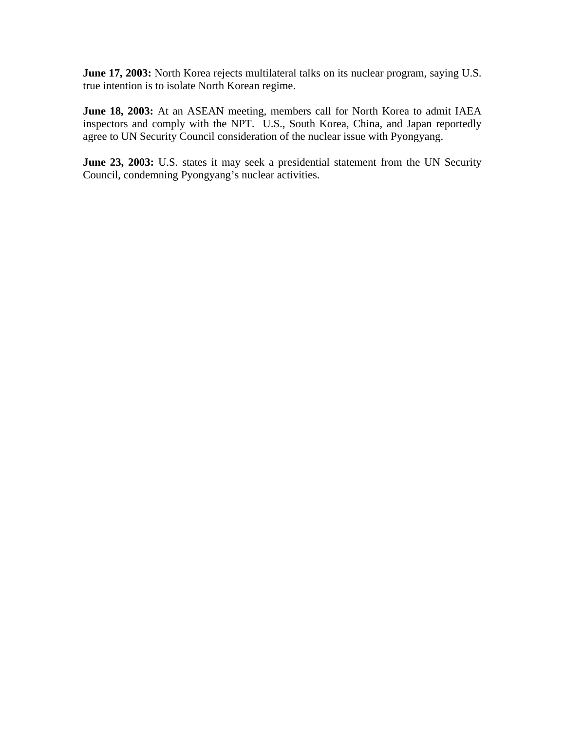**June 17, 2003:** North Korea rejects multilateral talks on its nuclear program, saying U.S. true intention is to isolate North Korean regime.

**June 18, 2003:** At an ASEAN meeting, members call for North Korea to admit IAEA inspectors and comply with the NPT. U.S., South Korea, China, and Japan reportedly agree to UN Security Council consideration of the nuclear issue with Pyongyang.

**June 23, 2003:** U.S. states it may seek a presidential statement from the UN Security Council, condemning Pyongyang's nuclear activities.